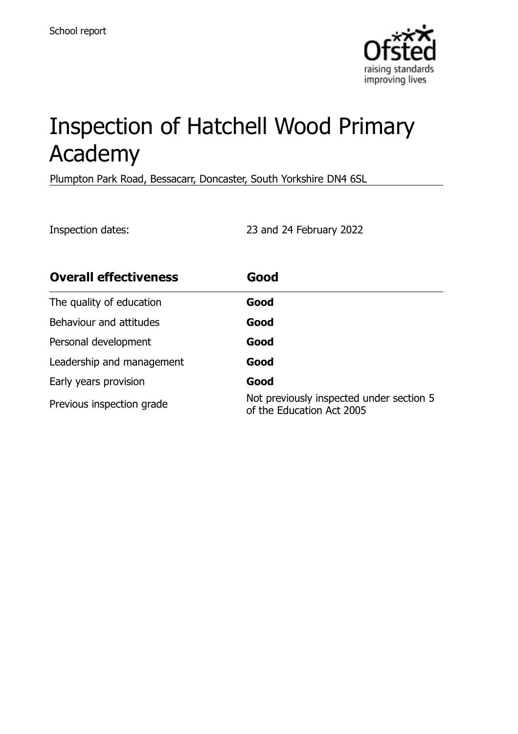School report

# Inspection of Hatchell Wood Primary Academy

Plumpton Park Road, Bessacarr, Doncaster, South Yorkshire DN4 6SL

Inspection dates: 23 and 24 February 2022

| **Overall effectiveness** | **Good** |
|---|---|
| The quality of education | **Good** |
| Behaviour and attitudes | **Good** |
| Personal development | **Good** |
| Leadership and management | **Good** |
| Early years provision | **Good** |
| Previous inspection grade | Not previously inspected under section 5 of the Education Act 2005 |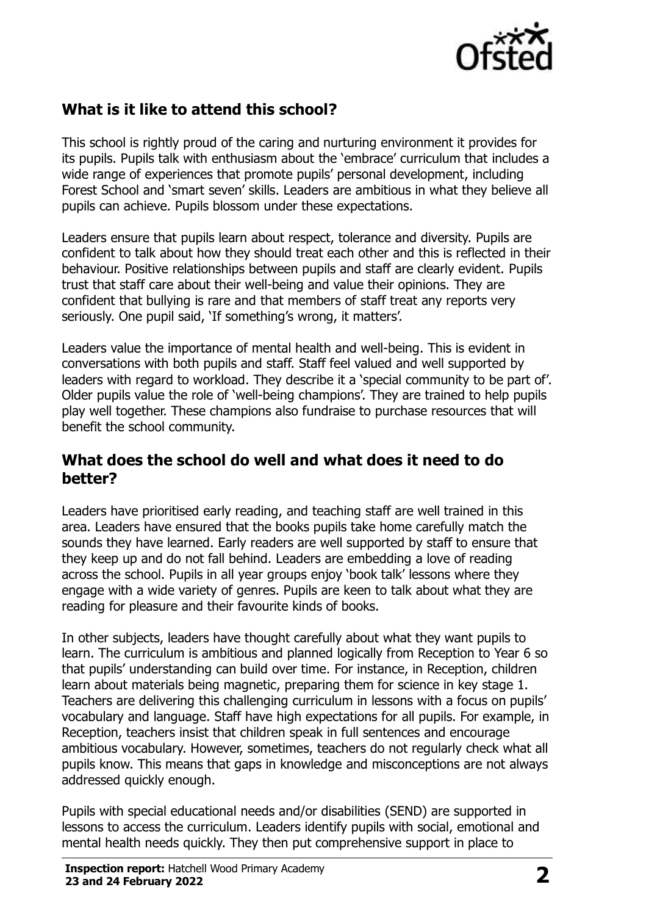## What is it like to attend this school?

This school is rightly proud of the caring and nurturing environment it provides for its pupils. Pupils talk with enthusiasm about the 'embrace' curriculum that includes a wide range of experiences that promote pupils' personal development, including Forest School and 'smart seven' skills. Leaders are ambitious in what they believe all pupils can achieve. Pupils blossom under these expectations.

Leaders ensure that pupils learn about respect, tolerance and diversity. Pupils are confident to talk about how they should treat each other and this is reflected in their behaviour. Positive relationships between pupils and staff are clearly evident. Pupils trust that staff care about their well-being and value their opinions. They are confident that bullying is rare and that members of staff treat any reports very seriously. One pupil said, 'If something's wrong, it matters'.

Leaders value the importance of mental health and well-being. This is evident in conversations with both pupils and staff. Staff feel valued and well supported by leaders with regard to workload. They describe it a 'special community to be part of'. Older pupils value the role of 'well-being champions'. They are trained to help pupils play well together. These champions also fundraise to purchase resources that will benefit the school community.

## What does the school do well and what does it need to do better?

Leaders have prioritised early reading, and teaching staff are well trained in this area. Leaders have ensured that the books pupils take home carefully match the sounds they have learned. Early readers are well supported by staff to ensure that they keep up and do not fall behind. Leaders are embedding a love of reading across the school. Pupils in all year groups enjoy 'book talk' lessons where they engage with a wide variety of genres. Pupils are keen to talk about what they are reading for pleasure and their favourite kinds of books.

In other subjects, leaders have thought carefully about what they want pupils to learn. The curriculum is ambitious and planned logically from Reception to Year 6 so that pupils' understanding can build over time. For instance, in Reception, children learn about materials being magnetic, preparing them for science in key stage 1. Teachers are delivering this challenging curriculum in lessons with a focus on pupils' vocabulary and language. Staff have high expectations for all pupils. For example, in Reception, teachers insist that children speak in full sentences and encourage ambitious vocabulary. However, sometimes, teachers do not regularly check what all pupils know. This means that gaps in knowledge and misconceptions are not always addressed quickly enough.

Pupils with special educational needs and/or disabilities (SEND) are supported in lessons to access the curriculum. Leaders identify pupils with social, emotional and mental health needs quickly. They then put comprehensive support in place to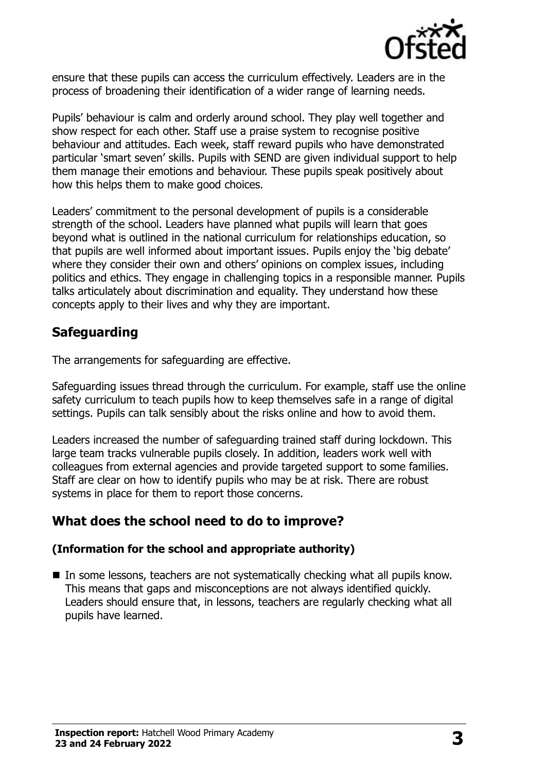ensure that these pupils can access the curriculum effectively. Leaders are in the process of broadening their identification of a wider range of learning needs.

Pupils' behaviour is calm and orderly around school. They play well together and show respect for each other. Staff use a praise system to recognise positive behaviour and attitudes. Each week, staff reward pupils who have demonstrated particular 'smart seven' skills. Pupils with SEND are given individual support to help them manage their emotions and behaviour. These pupils speak positively about how this helps them to make good choices.

Leaders' commitment to the personal development of pupils is a considerable strength of the school. Leaders have planned what pupils will learn that goes beyond what is outlined in the national curriculum for relationships education, so that pupils are well informed about important issues. Pupils enjoy the 'big debate' where they consider their own and others' opinions on complex issues, including politics and ethics. They engage in challenging topics in a responsible manner. Pupils talks articulately about discrimination and equality. They understand how these concepts apply to their lives and why they are important.

## Safeguarding

The arrangements for safeguarding are effective.

Safeguarding issues thread through the curriculum. For example, staff use the online safety curriculum to teach pupils how to keep themselves safe in a range of digital settings. Pupils can talk sensibly about the risks online and how to avoid them.

Leaders increased the number of safeguarding trained staff during lockdown. This large team tracks vulnerable pupils closely. In addition, leaders work well with colleagues from external agencies and provide targeted support to some families. Staff are clear on how to identify pupils who may be at risk. There are robust systems in place for them to report those concerns.

## What does the school need to do to improve?

### (Information for the school and appropriate authority)

- In some lessons, teachers are not systematically checking what all pupils know. This means that gaps and misconceptions are not always identified quickly. Leaders should ensure that, in lessons, teachers are regularly checking what all pupils have learned.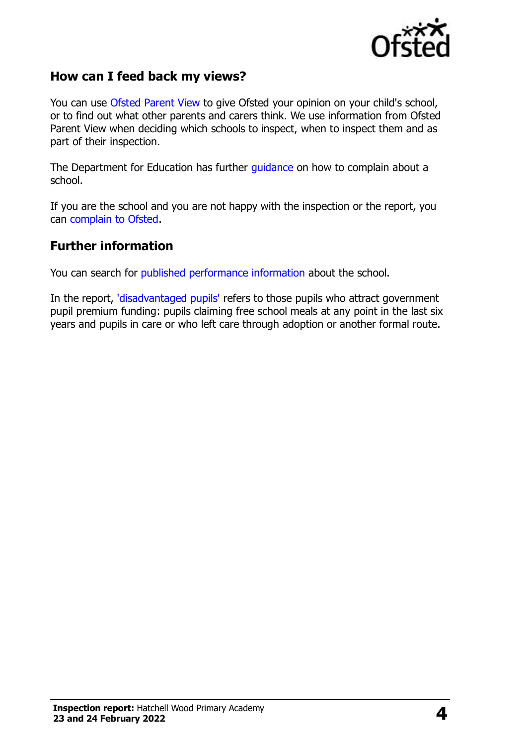## How can I feed back my views?

You can use Ofsted Parent View to give Ofsted your opinion on your child's school, or to find out what other parents and carers think. We use information from Ofsted Parent View when deciding which schools to inspect, when to inspect them and as part of their inspection.

The Department for Education has further guidance on how to complain about a school.

If you are the school and you are not happy with the inspection or the report, you can complain to Ofsted.

## Further information

You can search for published performance information about the school.

In the report, 'disadvantaged pupils' refers to those pupils who attract government pupil premium funding: pupils claiming free school meals at any point in the last six years and pupils in care or who left care through adoption or another formal route.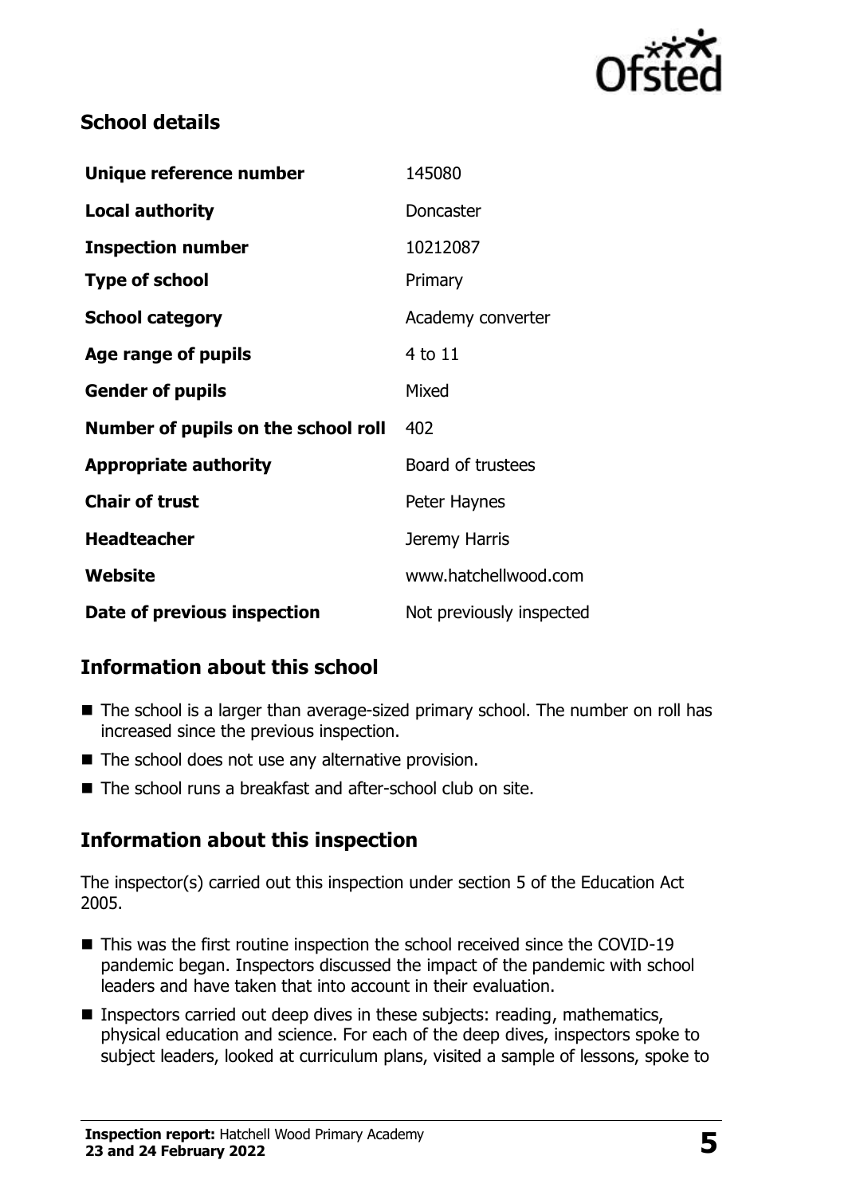## School details

| | |
|---|---|
| **Unique reference number** | 145080 |
| **Local authority** | Doncaster |
| **Inspection number** | 10212087 |
| **Type of school** | Primary |
| **School category** | Academy converter |
| **Age range of pupils** | 4 to 11 |
| **Gender of pupils** | Mixed |
| **Number of pupils on the school roll** | 402 |
| **Appropriate authority** | Board of trustees |
| **Chair of trust** | Peter Haynes |
| **Headteacher** | Jeremy Harris |
| **Website** | www.hatchellwood.com |
| **Date of previous inspection** | Not previously inspected |

## Information about this school

- The school is a larger than average-sized primary school. The number on roll has increased since the previous inspection.
- The school does not use any alternative provision.
- The school runs a breakfast and after-school club on site.

## Information about this inspection

The inspector(s) carried out this inspection under section 5 of the Education Act 2005.

- This was the first routine inspection the school received since the COVID-19 pandemic began. Inspectors discussed the impact of the pandemic with school leaders and have taken that into account in their evaluation.
- Inspectors carried out deep dives in these subjects: reading, mathematics, physical education and science. For each of the deep dives, inspectors spoke to subject leaders, looked at curriculum plans, visited a sample of lessons, spoke to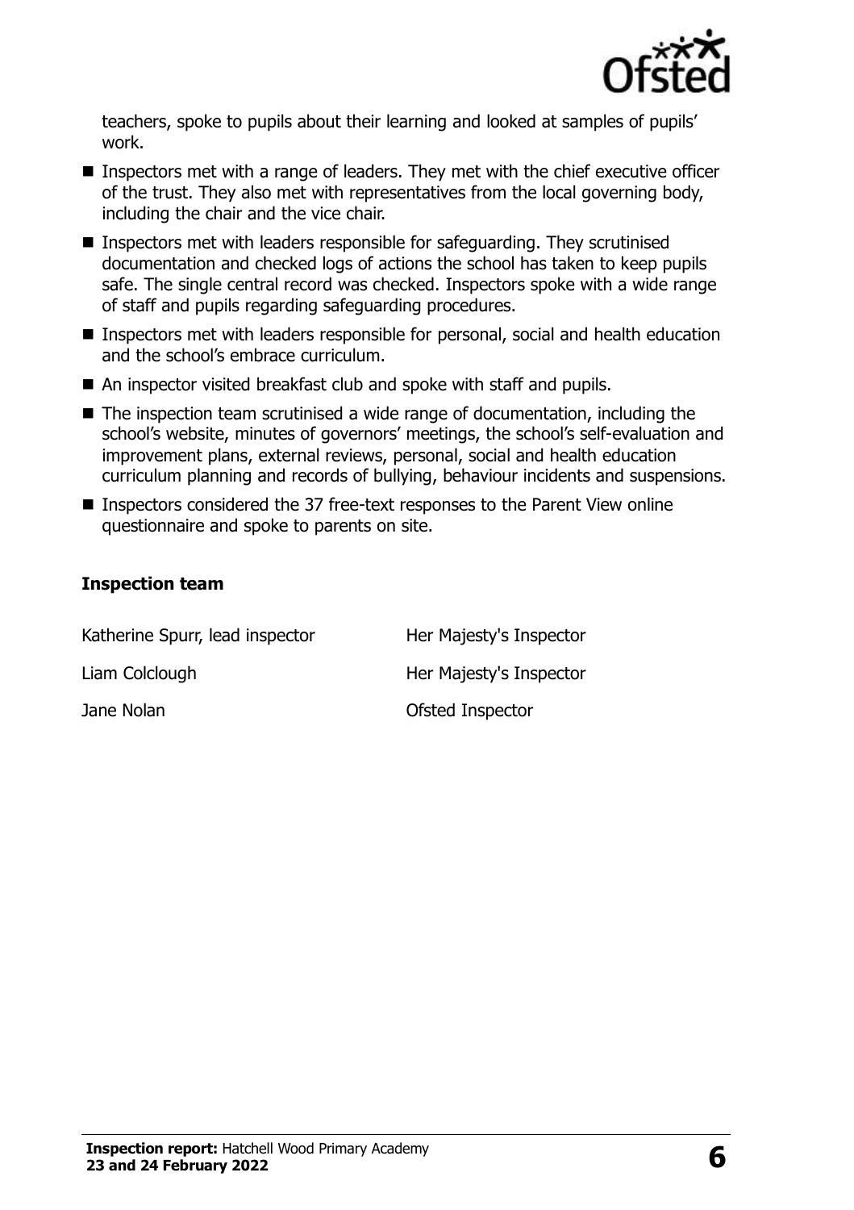teachers, spoke to pupils about their learning and looked at samples of pupils' work.

- Inspectors met with a range of leaders. They met with the chief executive officer of the trust. They also met with representatives from the local governing body, including the chair and the vice chair.
- Inspectors met with leaders responsible for safeguarding. They scrutinised documentation and checked logs of actions the school has taken to keep pupils safe. The single central record was checked. Inspectors spoke with a wide range of staff and pupils regarding safeguarding procedures.
- Inspectors met with leaders responsible for personal, social and health education and the school's embrace curriculum.
- An inspector visited breakfast club and spoke with staff and pupils.
- The inspection team scrutinised a wide range of documentation, including the school's website, minutes of governors' meetings, the school's self-evaluation and improvement plans, external reviews, personal, social and health education curriculum planning and records of bullying, behaviour incidents and suspensions.
- Inspectors considered the 37 free-text responses to the Parent View online questionnaire and spoke to parents on site.

### Inspection team

| | |
|---|---|
| Katherine Spurr, lead inspector | Her Majesty's Inspector |
| Liam Colclough | Her Majesty's Inspector |
| Jane Nolan | Ofsted Inspector |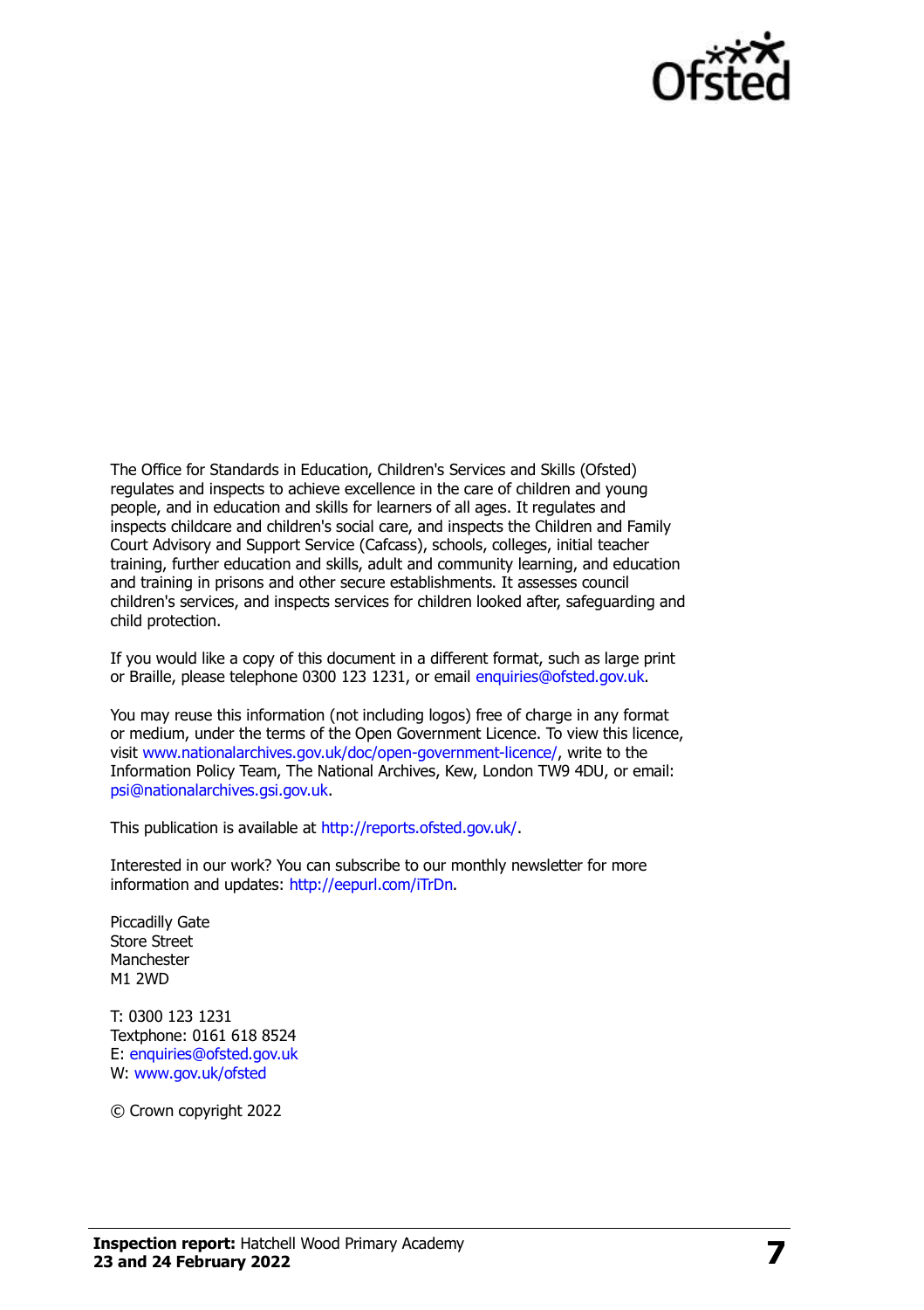The Office for Standards in Education, Children's Services and Skills (Ofsted) regulates and inspects to achieve excellence in the care of children and young people, and in education and skills for learners of all ages. It regulates and inspects childcare and children's social care, and inspects the Children and Family Court Advisory and Support Service (Cafcass), schools, colleges, initial teacher training, further education and skills, adult and community learning, and education and training in prisons and other secure establishments. It assesses council children's services, and inspects services for children looked after, safeguarding and child protection.

If you would like a copy of this document in a different format, such as large print or Braille, please telephone 0300 123 1231, or email enquiries@ofsted.gov.uk.

You may reuse this information (not including logos) free of charge in any format or medium, under the terms of the Open Government Licence. To view this licence, visit www.nationalarchives.gov.uk/doc/open-government-licence/, write to the Information Policy Team, The National Archives, Kew, London TW9 4DU, or email: psi@nationalarchives.gsi.gov.uk.

This publication is available at http://reports.ofsted.gov.uk/.

Interested in our work? You can subscribe to our monthly newsletter for more information and updates: http://eepurl.com/iTrDn.

Piccadilly Gate
Store Street
Manchester
M1 2WD

T: 0300 123 1231
Textphone: 0161 618 8524
E: enquiries@ofsted.gov.uk
W: www.gov.uk/ofsted

© Crown copyright 2022